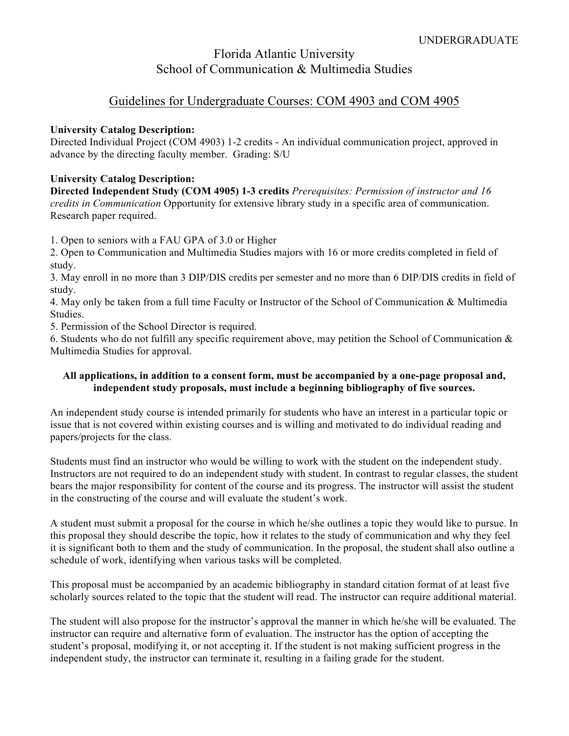UNDERGRADUATE

# Florida Atlantic University
## School of Communication & Multimedia Studies

### Guidelines for Undergraduate Courses: COM 4903 and COM 4905

**University Catalog Description:**
Directed Individual Project (COM 4903) 1-2 credits - An individual communication project, approved in advance by the directing faculty member. Grading: S/U

**University Catalog Description:**
**Directed Independent Study (COM 4905) 1-3 credits** *Prerequisites: Permission of instructor and 16 credits in Communication* Opportunity for extensive library study in a specific area of communication. Research paper required.

1. Open to seniors with a FAU GPA of 3.0 or Higher
2. Open to Communication and Multimedia Studies majors with 16 or more credits completed in field of study.
3. May enroll in no more than 3 DIP/DIS credits per semester and no more than 6 DIP/DIS credits in field of study.
4. May only be taken from a full time Faculty or Instructor of the School of Communication & Multimedia Studies.
5. Permission of the School Director is required.
6. Students who do not fulfill any specific requirement above, may petition the School of Communication & Multimedia Studies for approval.

**All applications, in addition to a consent form, must be accompanied by a one-page proposal and, independent study proposals, must include a beginning bibliography of five sources.**

An independent study course is intended primarily for students who have an interest in a particular topic or issue that is not covered within existing courses and is willing and motivated to do individual reading and papers/projects for the class.

Students must find an instructor who would be willing to work with the student on the independent study. Instructors are not required to do an independent study with student. In contrast to regular classes, the student bears the major responsibility for content of the course and its progress. The instructor will assist the student in the constructing of the course and will evaluate the student's work.

A student must submit a proposal for the course in which he/she outlines a topic they would like to pursue. In this proposal they should describe the topic, how it relates to the study of communication and why they feel it is significant both to them and the study of communication. In the proposal, the student shall also outline a schedule of work, identifying when various tasks will be completed.

This proposal must be accompanied by an academic bibliography in standard citation format of at least five scholarly sources related to the topic that the student will read. The instructor can require additional material.

The student will also propose for the instructor's approval the manner in which he/she will be evaluated. The instructor can require and alternative form of evaluation. The instructor has the option of accepting the student's proposal, modifying it, or not accepting it. If the student is not making sufficient progress in the independent study, the instructor can terminate it, resulting in a failing grade for the student.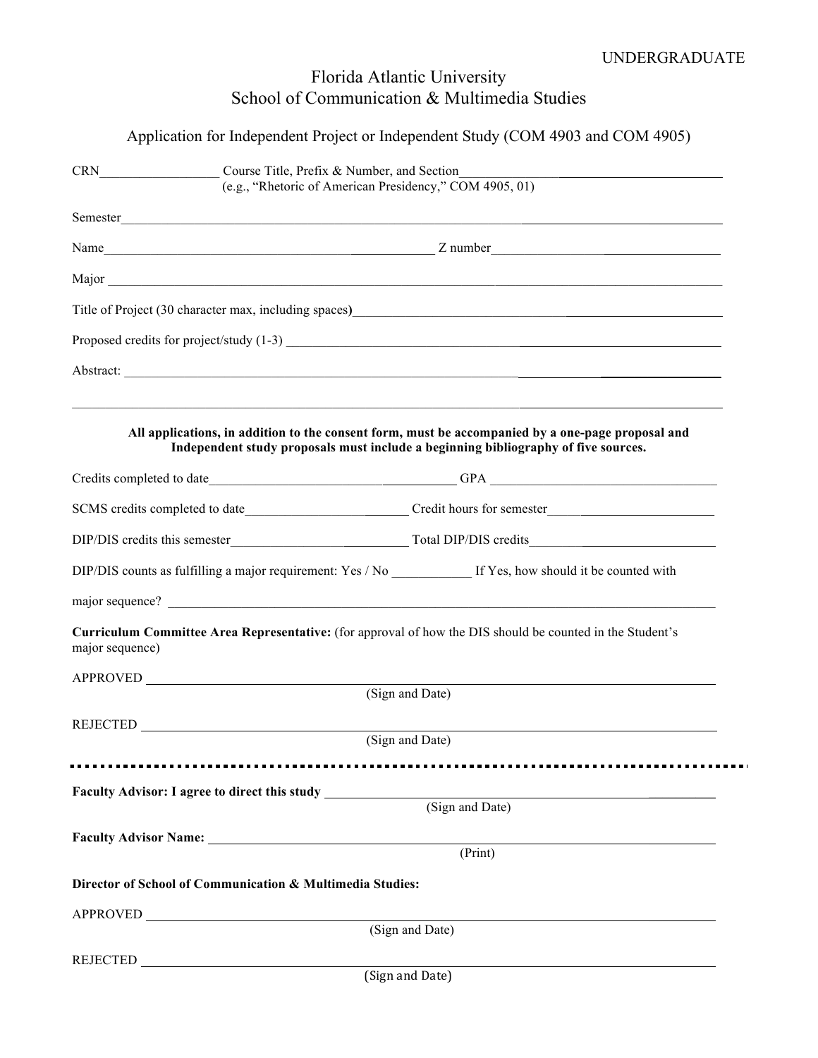UNDERGRADUATE

# Florida Atlantic University
# School of Communication & Multimedia Studies

## Application for Independent Project or Independent Study (COM 4903 and COM 4905)

CRN__________________ Course Title, Prefix & Number, and Section______________________________________
(e.g., "Rhetoric of American Presidency," COM 4905, 01)

Semester______________________________________________________________________________________

Name__________________________________________________ Z number____________________________

Major ________________________________________________________________________________________

Title of Project (30 character max, including spaces)_________________________________________________

Proposed credits for project/study (1-3) ___________________________________________________________

Abstract: _____________________________________________________________________________________

______________________________________________________________________________________________

**All applications, in addition to the consent form, must be accompanied by a one-page proposal and Independent study proposals must include a beginning bibliography of five sources.**

Credits completed to date_______________________________________ GPA _________________________________

SCMS credits completed to date_____________________________ Credit hours for semester__________________________

DIP/DIS credits this semester_______________________________ Total DIP/DIS credits____________________________

DIP/DIS counts as fulfilling a major requirement: Yes / No ____________ If Yes, how should it be counted with

major sequence? _______________________________________________________________________________

**Curriculum Committee Area Representative:** (for approval of how the DIS should be counted in the Student's major sequence)

APPROVED ____________________________________________________________________________________
(Sign and Date)

REJECTED _____________________________________________________________________________________
(Sign and Date)

---

**Faculty Advisor: I agree to direct this study** ________________________________________________________
(Sign and Date)

**Faculty Advisor Name:** _________________________________________________________________________
(Print)

**Director of School of Communication & Multimedia Studies:**

APPROVED ____________________________________________________________________________________
(Sign and Date)

REJECTED _____________________________________________________________________________________
(Sign and Date)